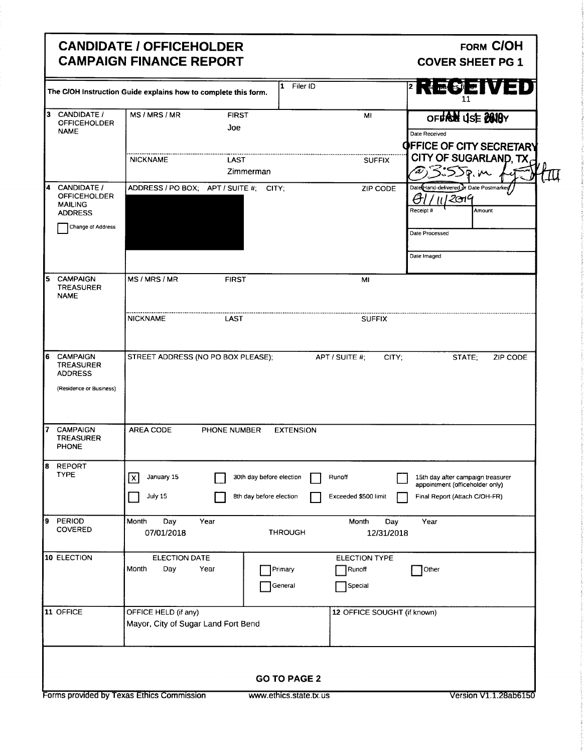# CANDIDATE / OFFICEHOLDER CAMPAIGN FINANCE REPORT

**FORM C/OH**
**COVER SHEET PG 1**

The C/OH Instruction Guide explains how to complete this form.

| | | |
|---|---|---|
| **1** Filer ID | | **2** Total pages filed: 11 |

**RECEIVED**
JAN 11 2019
OFFICE USE ONLY
OFFICE OF CITY SECRETARY
CITY OF SUGARLAND, TX
@3:55p.m.

Date Received

Date Hand-delivered or Date Postmarked: 01/11/2019

Receipt # | Amount

Date Processed

Date Imaged

| | | |
|---|---|---|
| **3** CANDIDATE / OFFICEHOLDER NAME | MS / MRS / MR | FIRST: Joe | MI |
| | NICKNAME | LAST: Zimmerman | SUFFIX |
| **4** CANDIDATE / OFFICEHOLDER MAILING ADDRESS ☐ Change of Address | ADDRESS / PO BOX; APT / SUITE #; CITY; ZIP CODE: [redacted] | | |
| **5** CAMPAIGN TREASURER NAME | MS / MRS / MR | FIRST | MI |
| | NICKNAME | LAST | SUFFIX |
| **6** CAMPAIGN TREASURER ADDRESS (Residence or Business) | STREET ADDRESS (NO PO BOX PLEASE); APT / SUITE #; CITY; STATE; ZIP CODE | | |
| **7** CAMPAIGN TREASURER PHONE | AREA CODE | PHONE NUMBER | EXTENSION |

**8 REPORT TYPE**

- [X] January 15
- [ ] July 15
- [ ] 30th day before election
- [ ] 8th day before election
- [ ] Runoff
- [ ] Exceeded $500 limit
- [ ] 15th day after campaign treasurer appointment (officeholder only)
- [ ] Final Report (Attach C/OH-FR)

**9 PERIOD COVERED**

Month Day Year: 07/01/2018 THROUGH Month Day Year: 12/31/2018

**10 ELECTION**

ELECTION DATE: Month Day Year

ELECTION TYPE: ☐ Primary ☐ Runoff ☐ Other ☐ General ☐ Special

**11 OFFICE**

OFFICE HELD (if any): Mayor, City of Sugar Land Fort Bend

**12 OFFICE SOUGHT (if known)**

**GO TO PAGE 2**

Forms provided by Texas Ethics Commission www.ethics.state.tx.us Version V1.1.28ab6150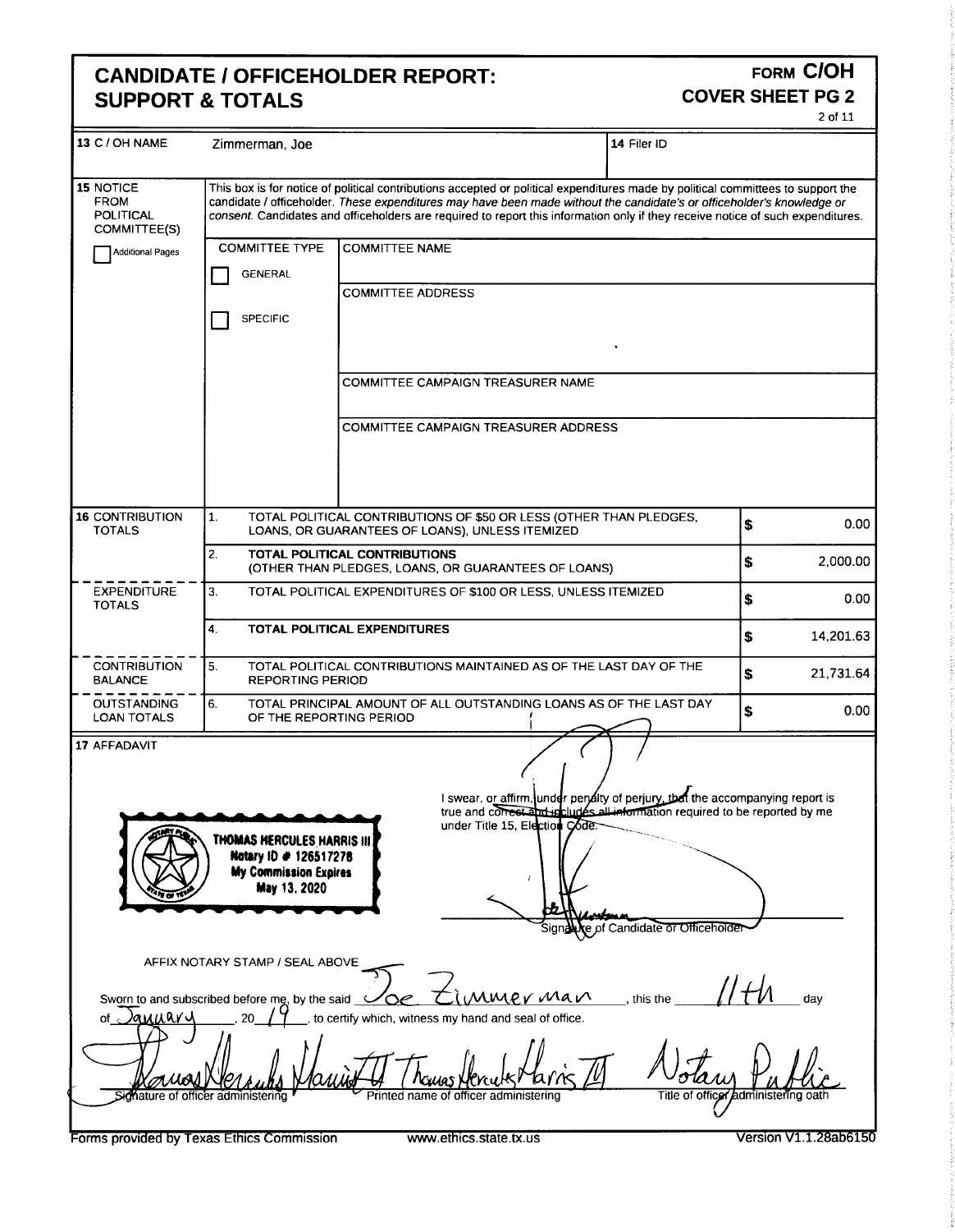# CANDIDATE / OFFICEHOLDER REPORT: SUPPORT & TOTALS

**FORM C/OH**
**COVER SHEET PG 2**

| | | |
|---|---|---|
| **13** C / OH NAME | Zimmerman, Joe | **14** Filer ID |

**15** NOTICE FROM POLITICAL COMMITTEE(S)

This box is for notice of political contributions accepted or political expenditures made by political committees to support the candidate / officeholder. *These expenditures may have been made without the candidate's or officeholder's knowledge or consent.* Candidates and officeholders are required to report this information only if they receive notice of such expenditures.

☐ Additional Pages

| COMMITTEE TYPE | |
|---|---|
| ☐ GENERAL | COMMITTEE NAME |
| ☐ SPECIFIC | COMMITTEE ADDRESS |
| | COMMITTEE CAMPAIGN TREASURER NAME |
| | COMMITTEE CAMPAIGN TREASURER ADDRESS |

| | | |
|---|---|---|
| **16** CONTRIBUTION TOTALS | 1. TOTAL POLITICAL CONTRIBUTIONS OF $50 OR LESS (OTHER THAN PLEDGES, LOANS, OR GUARANTEES OF LOANS), UNLESS ITEMIZED | $ 0.00 |
| | 2. **TOTAL POLITICAL CONTRIBUTIONS** (OTHER THAN PLEDGES, LOANS, OR GUARANTEES OF LOANS) | $ 2,000.00 |
| EXPENDITURE TOTALS | 3. TOTAL POLITICAL EXPENDITURES OF $100 OR LESS, UNLESS ITEMIZED | $ 0.00 |
| | 4. **TOTAL POLITICAL EXPENDITURES** | $ 14,201.63 |
| CONTRIBUTION BALANCE | 5. TOTAL POLITICAL CONTRIBUTIONS MAINTAINED AS OF THE LAST DAY OF THE REPORTING PERIOD | $ 21,731.64 |
| OUTSTANDING LOAN TOTALS | 6. TOTAL PRINCIPAL AMOUNT OF ALL OUTSTANDING LOANS AS OF THE LAST DAY OF THE REPORTING PERIOD | $ 0.00 |

**17** AFFADAVIT

THOMAS HERCULES HARRIS III
Notary ID # 126517278
My Commission Expires
May 13, 2020

I swear, or affirm, under penalty of perjury, that the accompanying report is true and correct and includes all information required to be reported by me under Title 15, Election Code.

Signature of Candidate or Officeholder

AFFIX NOTARY STAMP / SEAL ABOVE

Sworn to and subscribed before me, by the said Joe Zimmerman, this the 11th day of January, 20 19, to certify which, witness my hand and seal of office.

| Signature of officer administering | Printed name of officer administering | Title of officer administering oath |
|---|---|---|
| (signature) | Thomas Hercules Harris III | Notary Public |

Forms provided by Texas Ethics Commission www.ethics.state.tx.us Version V1.1.28ab6150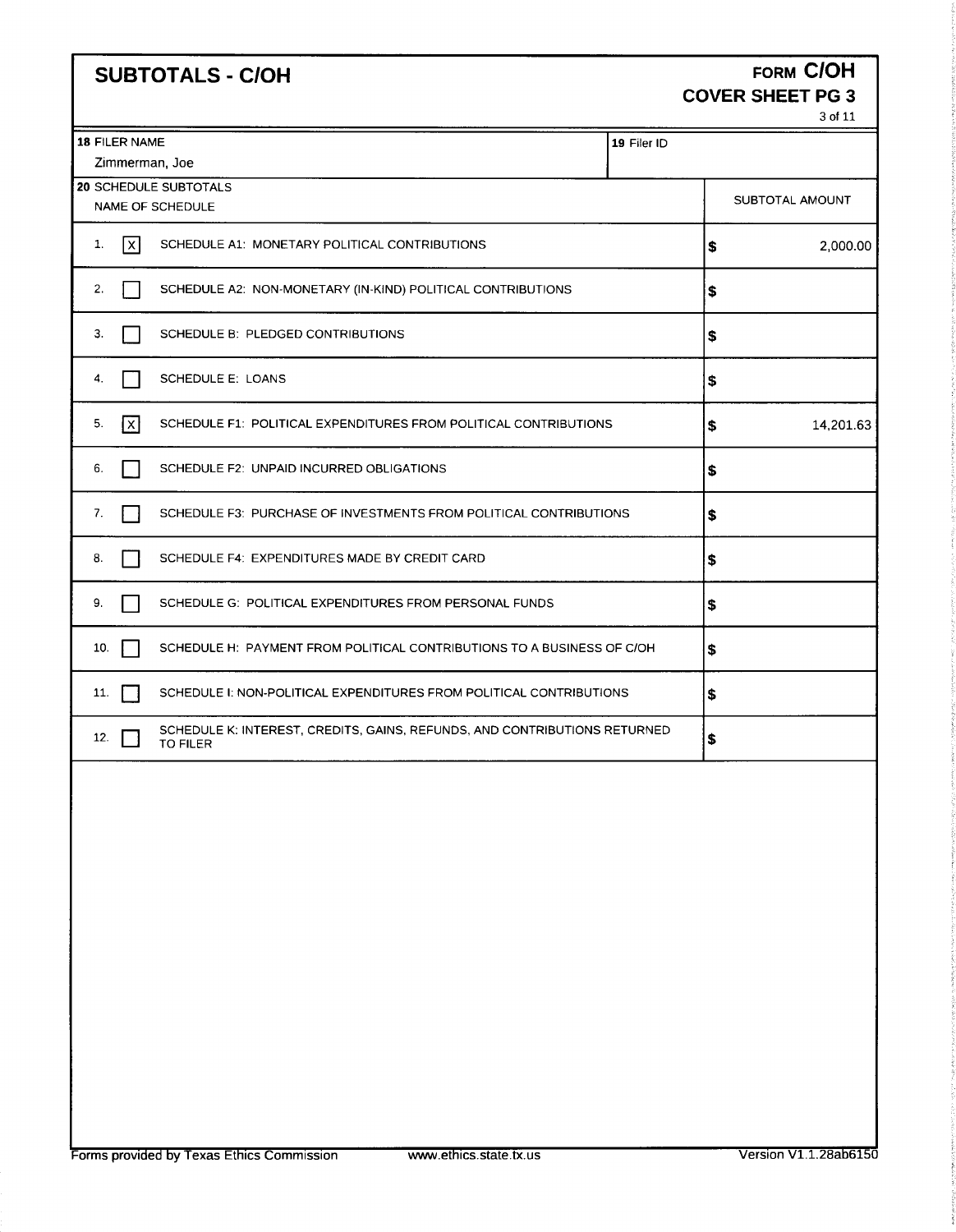## SUBTOTALS - C/OH

**FORM C/OH**
**COVER SHEET PG 3**

| 18 FILER NAME | 19 Filer ID |
|---|---|
| Zimmerman, Joe | |

**20 SCHEDULE SUBTOTALS**

| | | NAME OF SCHEDULE | SUBTOTAL AMOUNT |
|---|---|---|---|
| 1. | [X] | SCHEDULE A1: MONETARY POLITICAL CONTRIBUTIONS | $ 2,000.00 |
| 2. | [ ] | SCHEDULE A2: NON-MONETARY (IN-KIND) POLITICAL CONTRIBUTIONS | $ |
| 3. | [ ] | SCHEDULE B: PLEDGED CONTRIBUTIONS | $ |
| 4. | [ ] | SCHEDULE E: LOANS | $ |
| 5. | [X] | SCHEDULE F1: POLITICAL EXPENDITURES FROM POLITICAL CONTRIBUTIONS | $ 14,201.63 |
| 6. | [ ] | SCHEDULE F2: UNPAID INCURRED OBLIGATIONS | $ |
| 7. | [ ] | SCHEDULE F3: PURCHASE OF INVESTMENTS FROM POLITICAL CONTRIBUTIONS | $ |
| 8. | [ ] | SCHEDULE F4: EXPENDITURES MADE BY CREDIT CARD | $ |
| 9. | [ ] | SCHEDULE G: POLITICAL EXPENDITURES FROM PERSONAL FUNDS | $ |
| 10. | [ ] | SCHEDULE H: PAYMENT FROM POLITICAL CONTRIBUTIONS TO A BUSINESS OF C/OH | $ |
| 11. | [ ] | SCHEDULE I: NON-POLITICAL EXPENDITURES FROM POLITICAL CONTRIBUTIONS | $ |
| 12. | [ ] | SCHEDULE K: INTEREST, CREDITS, GAINS, REFUNDS, AND CONTRIBUTIONS RETURNED TO FILER | $ |

Forms provided by Texas Ethics Commission www.ethics.state.tx.us Version V1.1.28ab6150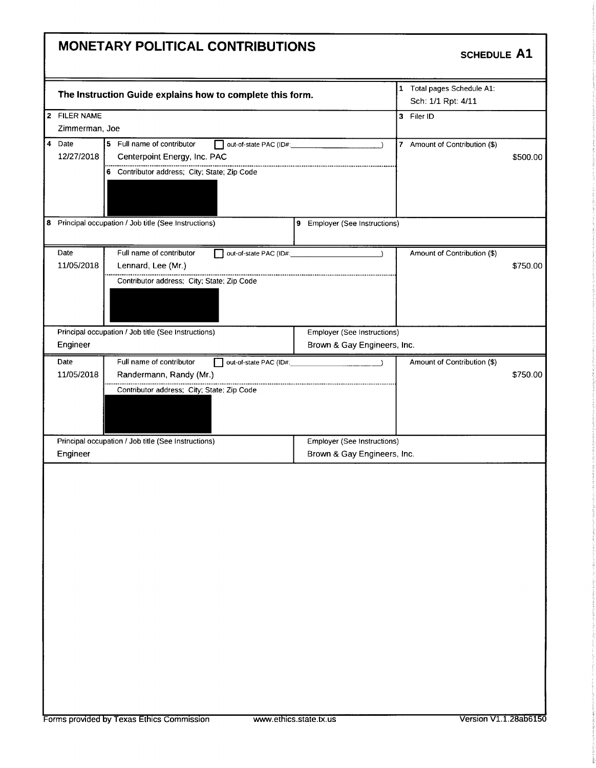# MONETARY POLITICAL CONTRIBUTIONS

**SCHEDULE A1**

**The Instruction Guide explains how to complete this form.**

1 Total pages Schedule A1: Sch: 1/1 Rpt: 4/11

2 FILER NAME: Zimmerman, Joe

3 Filer ID:

| 4 Date | 5 Full name of contributor | out-of-state PAC (ID#: ) | 7 Amount of Contribution ($) |
|---|---|---|---|
| 12/27/2018 | Centerpoint Energy, Inc. PAC | | $500.00 |
| | 6 Contributor address; City; State; Zip Code: [redacted] | | |
| 8 Principal occupation / Job title (See Instructions): | | 9 Employer (See Instructions): | |

| Date | Full name of contributor | out-of-state PAC (ID#: ) | Amount of Contribution ($) |
|---|---|---|---|
| 11/05/2018 | Lennard, Lee (Mr.) | | $750.00 |
| | Contributor address; City; State; Zip Code: [redacted] | | |
| Principal occupation / Job title (See Instructions): Engineer | | Employer (See Instructions): Brown & Gay Engineers, Inc. | |

| Date | Full name of contributor | out-of-state PAC (ID#: ) | Amount of Contribution ($) |
|---|---|---|---|
| 11/05/2018 | Randermann, Randy (Mr.) | | $750.00 |
| | Contributor address; City; State; Zip Code: [redacted] | | |
| Principal occupation / Job title (See Instructions): Engineer | | Employer (See Instructions): Brown & Gay Engineers, Inc. | |

Forms provided by Texas Ethics Commission www.ethics.state.tx.us Version V1.1.28ab6150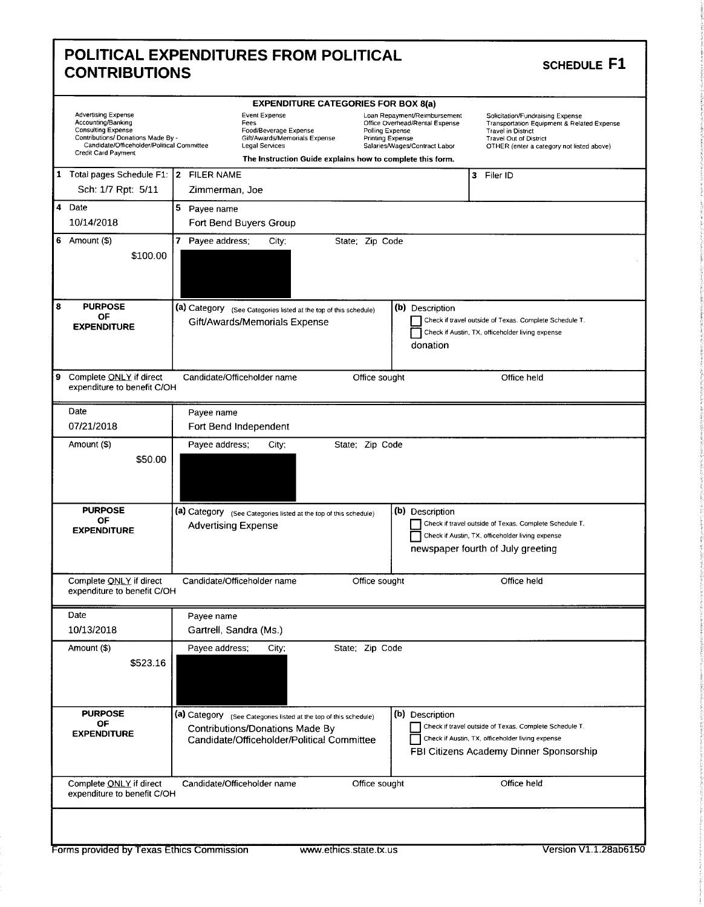# POLITICAL EXPENDITURES FROM POLITICAL CONTRIBUTIONS

**SCHEDULE F1**

**EXPENDITURE CATEGORIES FOR BOX 8(a)**

| | | | |
|---|---|---|---|
| Advertising Expense | Event Expense | Loan Repayment/Reimbursement | Solicitation/Fundraising Expense |
| Accounting/Banking | Fees | Office Overhead/Rental Expense | Transportation Equipment & Related Expense |
| Consulting Expense | Food/Beverage Expense | Polling Expense | Travel in District |
| Contributions/ Donations Made By - Candidate/Officeholder/Political Committee | Gift/Awards/Memorials Expense | Printing Expense | Travel Out of District |
| Credit Card Payment | Legal Services | Salaries/Wages/Contract Labor | OTHER (enter a category not listed above) |

**The Instruction Guide explains how to complete this form.**

| | | |
|---|---|---|
| 1 Total pages Schedule F1: Sch: 1/7 Rpt: 5/11 | 2 FILER NAME Zimmerman, Joe | 3 Filer ID |

---

| | |
|---|---|
| 4 Date | 10/14/2018 |
| 5 Payee name | Fort Bend Buyers Group |
| 6 Amount ($) | $100.00 |
| 7 Payee address; City; State; Zip Code | |
| 8 PURPOSE OF EXPENDITURE | (a) Category (See Categories listed at the top of this schedule): Gift/Awards/Memorials Expense |
| | (b) Description: ☐ Check if travel outside of Texas. Complete Schedule T. ☐ Check if Austin, TX, officeholder living expense. donation |
| 9 Complete ONLY if direct expenditure to benefit C/OH | Candidate/Officeholder name / Office sought / Office held |

---

| | |
|---|---|
| Date | 07/21/2018 |
| Payee name | Fort Bend Independent |
| Amount ($) | $50.00 |
| Payee address; City; State; Zip Code | |
| PURPOSE OF EXPENDITURE | (a) Category (See Categories listed at the top of this schedule): Advertising Expense |
| | (b) Description: ☐ Check if travel outside of Texas. Complete Schedule T. ☐ Check if Austin, TX, officeholder living expense. newspaper fourth of July greeting |
| Complete ONLY if direct expenditure to benefit C/OH | Candidate/Officeholder name / Office sought / Office held |

---

| | |
|---|---|
| Date | 10/13/2018 |
| Payee name | Gartrell, Sandra (Ms.) |
| Amount ($) | $523.16 |
| Payee address; City; State; Zip Code | |
| PURPOSE OF EXPENDITURE | (a) Category (See Categories listed at the top of this schedule): Contributions/Donations Made By Candidate/Officeholder/Political Committee |
| | (b) Description: ☐ Check if travel outside of Texas. Complete Schedule T. ☐ Check if Austin, TX, officeholder living expense. FBI Citizens Academy Dinner Sponsorship |
| Complete ONLY if direct expenditure to benefit C/OH | Candidate/Officeholder name / Office sought / Office held |

Forms provided by Texas Ethics Commission www.ethics.state.tx.us Version V1.1.28ab6150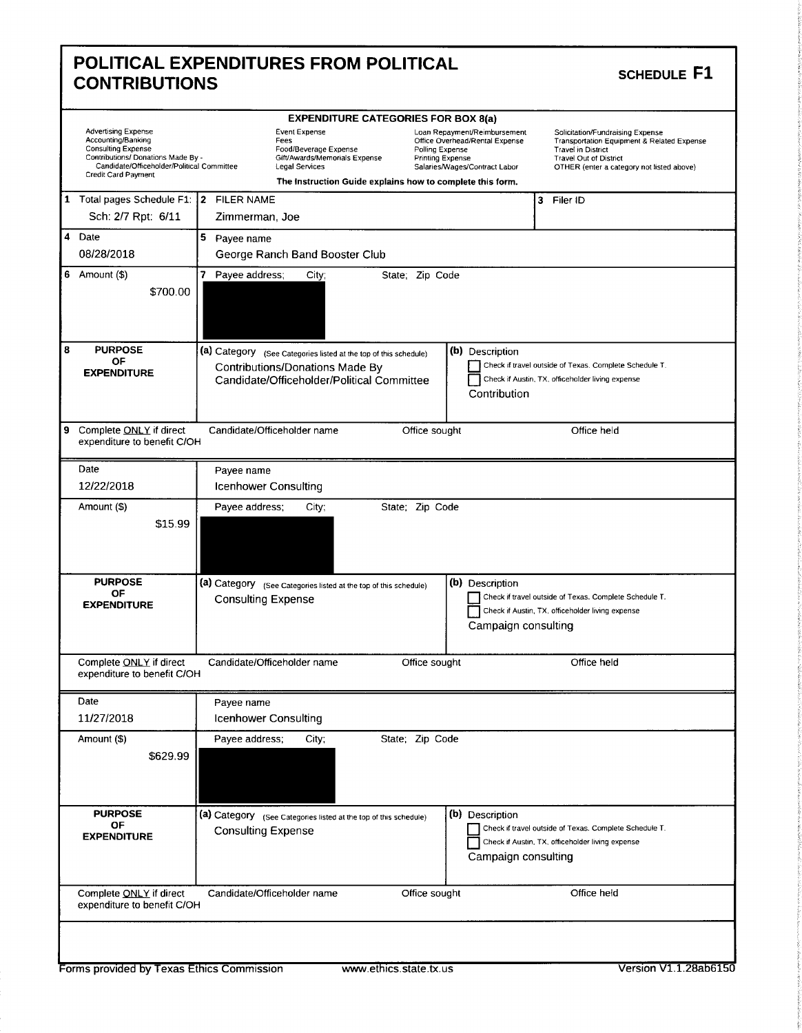# POLITICAL EXPENDITURES FROM POLITICAL CONTRIBUTIONS

**SCHEDULE F1**

**EXPENDITURE CATEGORIES FOR BOX 8(a)**

| | | | |
|---|---|---|---|
| Advertising Expense | Event Expense | Loan Repayment/Reimbursement | Solicitation/Fundraising Expense |
| Accounting/Banking | Fees | Office Overhead/Rental Expense | Transportation Equipment & Related Expense |
| Consulting Expense | Food/Beverage Expense | Polling Expense | Travel in District |
| Contributions/ Donations Made By - Candidate/Officeholder/Political Committee | Gift/Awards/Memorials Expense | Printing Expense | Travel Out of District |
| Credit Card Payment | Legal Services | Salaries/Wages/Contract Labor | OTHER (enter a category not listed above) |

The Instruction Guide explains how to complete this form.

| | | |
|---|---|---|
| 1 Total pages Schedule F1: Sch: 2/7 Rpt: 6/11 | 2 FILER NAME Zimmerman, Joe | 3 Filer ID |

| | |
|---|---|
| 4 Date: 08/28/2018 | 5 Payee name: George Ranch Band Booster Club |
| 6 Amount ($): $700.00 | 7 Payee address; City; State; Zip Code: [redacted] |
| 8 PURPOSE OF EXPENDITURE | (a) Category (See Categories listed at the top of this schedule): Contributions/Donations Made By Candidate/Officeholder/Political Committee |
| | (b) Description: Contribution<br>☐ Check if travel outside of Texas. Complete Schedule T.<br>☐ Check if Austin, TX, officeholder living expense |
| 9 Complete ONLY if direct expenditure to benefit C/OH | Candidate/Officeholder name / Office sought / Office held |

| | |
|---|---|
| Date: 12/22/2018 | Payee name: Icenhower Consulting |
| Amount ($): $15.99 | Payee address; City; State; Zip Code: [redacted] |
| PURPOSE OF EXPENDITURE | (a) Category (See Categories listed at the top of this schedule): Consulting Expense |
| | (b) Description: Campaign consulting<br>☐ Check if travel outside of Texas. Complete Schedule T.<br>☐ Check if Austin, TX, officeholder living expense |
| Complete ONLY if direct expenditure to benefit C/OH | Candidate/Officeholder name / Office sought / Office held |

| | |
|---|---|
| Date: 11/27/2018 | Payee name: Icenhower Consulting |
| Amount ($): $629.99 | Payee address; City; State; Zip Code: [redacted] |
| PURPOSE OF EXPENDITURE | (a) Category (See Categories listed at the top of this schedule): Consulting Expense |
| | (b) Description: Campaign consulting<br>☐ Check if travel outside of Texas. Complete Schedule T.<br>☐ Check if Austin, TX, officeholder living expense |
| Complete ONLY if direct expenditure to benefit C/OH | Candidate/Officeholder name / Office sought / Office held |

Forms provided by Texas Ethics Commission www.ethics.state.tx.us Version V1.1.28ab6150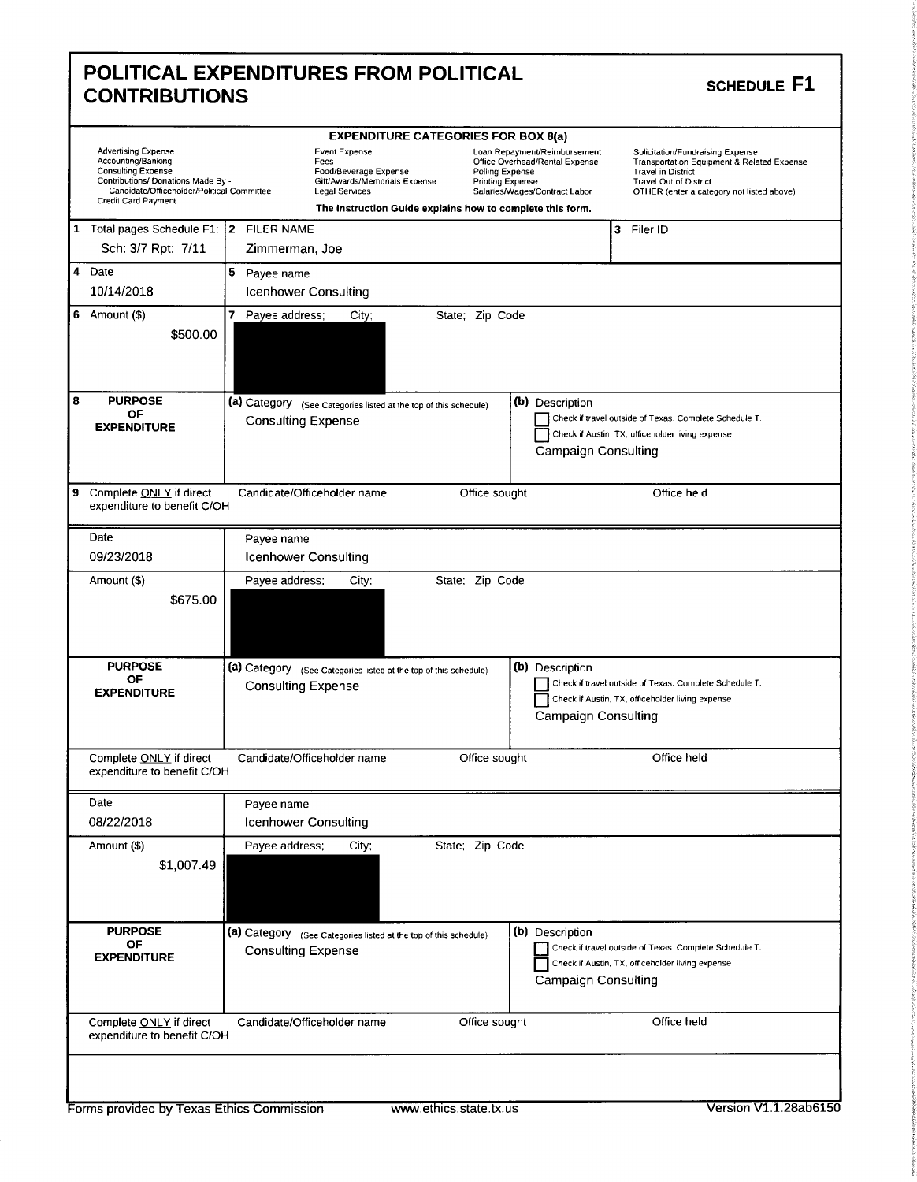# POLITICAL EXPENDITURES FROM POLITICAL CONTRIBUTIONS

**SCHEDULE F1**

**EXPENDITURE CATEGORIES FOR BOX 8(a)**

| | | | |
|---|---|---|---|
| Advertising Expense | Event Expense | Loan Repayment/Reimbursement | Solicitation/Fundraising Expense |
| Accounting/Banking | Fees | Office Overhead/Rental Expense | Transportation Equipment & Related Expense |
| Consulting Expense | Food/Beverage Expense | Polling Expense | Travel in District |
| Contributions/ Donations Made By - Candidate/Officeholder/Political Committee | Gift/Awards/Memorials Expense | Printing Expense | Travel Out of District |
| Credit Card Payment | Legal Services | Salaries/Wages/Contract Labor | OTHER (enter a category not listed above) |

**The Instruction Guide explains how to complete this form.**

| | | |
|---|---|---|
| 1 Total pages Schedule F1: Sch: 3/7 Rpt: 7/11 | 2 FILER NAME Zimmerman, Joe | 3 Filer ID |

| | |
|---|---|
| 4 Date 10/14/2018 | 5 Payee name Icenhower Consulting |
| 6 Amount ($) $500.00 | 7 Payee address; City; State; Zip Code [REDACTED] |
| 8 PURPOSE OF EXPENDITURE | (a) Category (See Categories listed at the top of this schedule) Consulting Expense |
| | (b) Description ☐ Check if travel outside of Texas. Complete Schedule T. ☐ Check if Austin, TX, officeholder living expense. Campaign Consulting |
| 9 Complete ONLY if direct expenditure to benefit C/OH | Candidate/Officeholder name / Office sought / Office held |

| | |
|---|---|
| Date 09/23/2018 | Payee name Icenhower Consulting |
| Amount ($) $675.00 | Payee address; City; State; Zip Code [REDACTED] |
| PURPOSE OF EXPENDITURE | (a) Category (See Categories listed at the top of this schedule) Consulting Expense |
| | (b) Description ☐ Check if travel outside of Texas. Complete Schedule T. ☐ Check if Austin, TX, officeholder living expense. Campaign Consulting |
| Complete ONLY if direct expenditure to benefit C/OH | Candidate/Officeholder name / Office sought / Office held |

| | |
|---|---|
| Date 08/22/2018 | Payee name Icenhower Consulting |
| Amount ($) $1,007.49 | Payee address; City; State; Zip Code [REDACTED] |
| PURPOSE OF EXPENDITURE | (a) Category (See Categories listed at the top of this schedule) Consulting Expense |
| | (b) Description ☐ Check if travel outside of Texas. Complete Schedule T. ☐ Check if Austin, TX, officeholder living expense. Campaign Consulting |
| Complete ONLY if direct expenditure to benefit C/OH | Candidate/Officeholder name / Office sought / Office held |

Forms provided by Texas Ethics Commission www.ethics.state.tx.us Version V1.1.28ab6150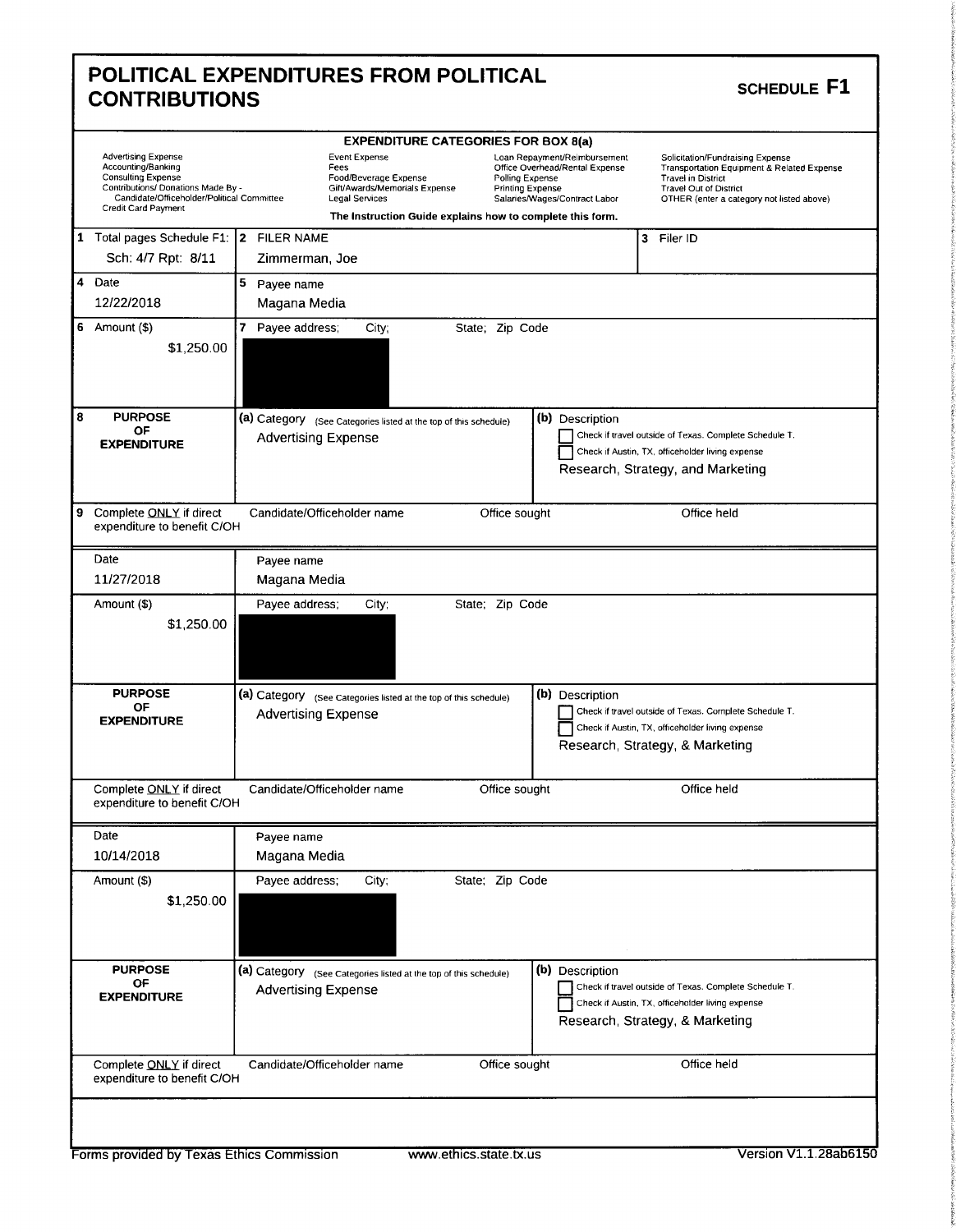# POLITICAL EXPENDITURES FROM POLITICAL CONTRIBUTIONS

**SCHEDULE F1**

**EXPENDITURE CATEGORIES FOR BOX 8(a)**

| | | | |
|---|---|---|---|
| Advertising Expense | Event Expense | Loan Repayment/Reimbursement | Solicitation/Fundraising Expense |
| Accounting/Banking | Fees | Office Overhead/Rental Expense | Transportation Equipment & Related Expense |
| Consulting Expense | Food/Beverage Expense | Polling Expense | Travel in District |
| Contributions/ Donations Made By - Candidate/Officeholder/Political Committee | Gift/Awards/Memorials Expense | Printing Expense | Travel Out of District |
| Credit Card Payment | Legal Services | Salaries/Wages/Contract Labor | OTHER (enter a category not listed above) |

The Instruction Guide explains how to complete this form.

| | | |
|---|---|---|
| 1 Total pages Schedule F1: Sch: 4/7 Rpt: 8/11 | 2 FILER NAME Zimmerman, Joe | 3 Filer ID |

| | |
|---|---|
| 4 Date 12/22/2018 | 5 Payee name Magana Media |
| 6 Amount ($) $1,250.00 | 7 Payee address; City; State; Zip Code |
| 8 PURPOSE OF EXPENDITURE | (a) Category (See Categories listed at the top of this schedule) Advertising Expense |
| | (b) Description ☐ Check if travel outside of Texas. Complete Schedule T. ☐ Check if Austin, TX, officeholder living expense Research, Strategy, and Marketing |
| 9 Complete ONLY if direct expenditure to benefit C/OH | Candidate/Officeholder name / Office sought / Office held |

| | |
|---|---|
| Date 11/27/2018 | Payee name Magana Media |
| Amount ($) $1,250.00 | Payee address; City; State; Zip Code |
| PURPOSE OF EXPENDITURE | (a) Category (See Categories listed at the top of this schedule) Advertising Expense |
| | (b) Description ☐ Check if travel outside of Texas. Complete Schedule T. ☐ Check if Austin, TX, officeholder living expense Research, Strategy, & Marketing |
| Complete ONLY if direct expenditure to benefit C/OH | Candidate/Officeholder name / Office sought / Office held |

| | |
|---|---|
| Date 10/14/2018 | Payee name Magana Media |
| Amount ($) $1,250.00 | Payee address; City; State; Zip Code |
| PURPOSE OF EXPENDITURE | (a) Category (See Categories listed at the top of this schedule) Advertising Expense |
| | (b) Description ☐ Check if travel outside of Texas. Complete Schedule T. ☐ Check if Austin, TX, officeholder living expense Research, Strategy, & Marketing |
| Complete ONLY if direct expenditure to benefit C/OH | Candidate/Officeholder name / Office sought / Office held |

Forms provided by Texas Ethics Commission www.ethics.state.tx.us Version V1.1.28ab6150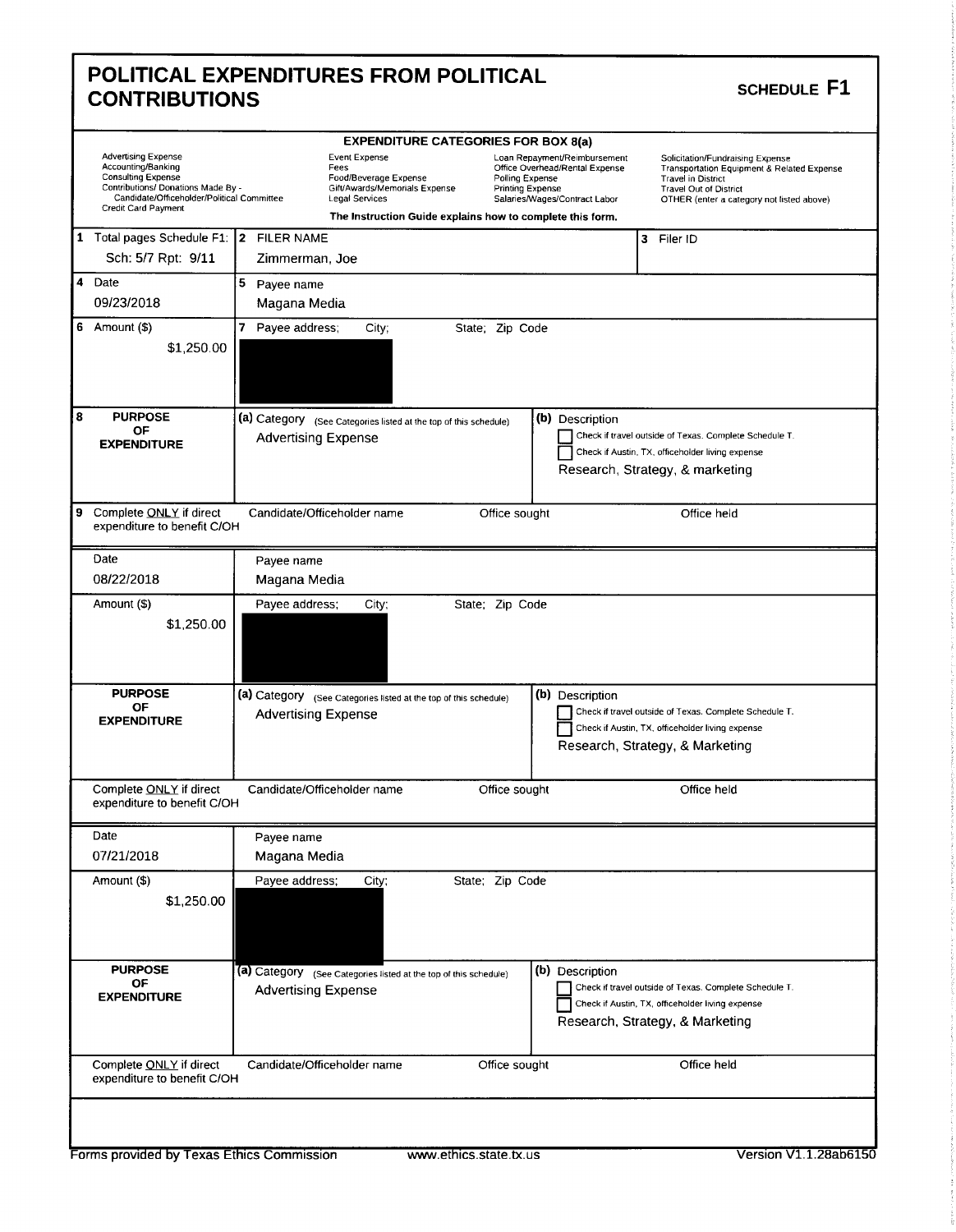# POLITICAL EXPENDITURES FROM POLITICAL CONTRIBUTIONS

**SCHEDULE F1**

**EXPENDITURE CATEGORIES FOR BOX 8(a)**

| | | | |
|---|---|---|---|
| Advertising Expense | Event Expense | Loan Repayment/Reimbursement | Solicitation/Fundraising Expense |
| Accounting/Banking | Fees | Office Overhead/Rental Expense | Transportation Equipment & Related Expense |
| Consulting Expense | Food/Beverage Expense | Polling Expense | Travel in District |
| Contributions/ Donations Made By - Candidate/Officeholder/Political Committee | Gift/Awards/Memorials Expense | Printing Expense | Travel Out of District |
| Credit Card Payment | Legal Services | Salaries/Wages/Contract Labor | OTHER (enter a category not listed above) |

The Instruction Guide explains how to complete this form.

| | | |
|---|---|---|
| 1 Total pages Schedule F1: Sch: 5/7 Rpt: 9/11 | 2 FILER NAME: Zimmerman, Joe | 3 Filer ID |

| Field | Value |
|---|---|
| 4 Date | 09/23/2018 |
| 5 Payee name | Magana Media |
| 6 Amount ($) | $1,250.00 |
| 7 Payee address; City; State; Zip Code | [redacted] |
| 8 PURPOSE OF EXPENDITURE (a) Category | Advertising Expense |
| (b) Description | Research, Strategy, & marketing |
| | ☐ Check if travel outside of Texas. Complete Schedule T. ☐ Check if Austin, TX, officeholder living expense |
| 9 Complete ONLY if direct expenditure to benefit C/OH | Candidate/Officeholder name: — Office sought: — Office held: — |

| Field | Value |
|---|---|
| Date | 08/22/2018 |
| Payee name | Magana Media |
| Amount ($) | $1,250.00 |
| Payee address; City; State; Zip Code | [redacted] |
| PURPOSE OF EXPENDITURE (a) Category | Advertising Expense |
| (b) Description | Research, Strategy, & Marketing |
| | ☐ Check if travel outside of Texas. Complete Schedule T. ☐ Check if Austin, TX, officeholder living expense |
| Complete ONLY if direct expenditure to benefit C/OH | Candidate/Officeholder name: — Office sought: — Office held: — |

| Field | Value |
|---|---|
| Date | 07/21/2018 |
| Payee name | Magana Media |
| Amount ($) | $1,250.00 |
| Payee address; City; State; Zip Code | [redacted] |
| PURPOSE OF EXPENDITURE (a) Category | Advertising Expense |
| (b) Description | Research, Strategy, & Marketing |
| | ☐ Check if travel outside of Texas. Complete Schedule T. ☐ Check if Austin, TX, officeholder living expense |
| Complete ONLY if direct expenditure to benefit C/OH | Candidate/Officeholder name: — Office sought: — Office held: — |

Forms provided by Texas Ethics Commission www.ethics.state.tx.us Version V1.1.28ab6150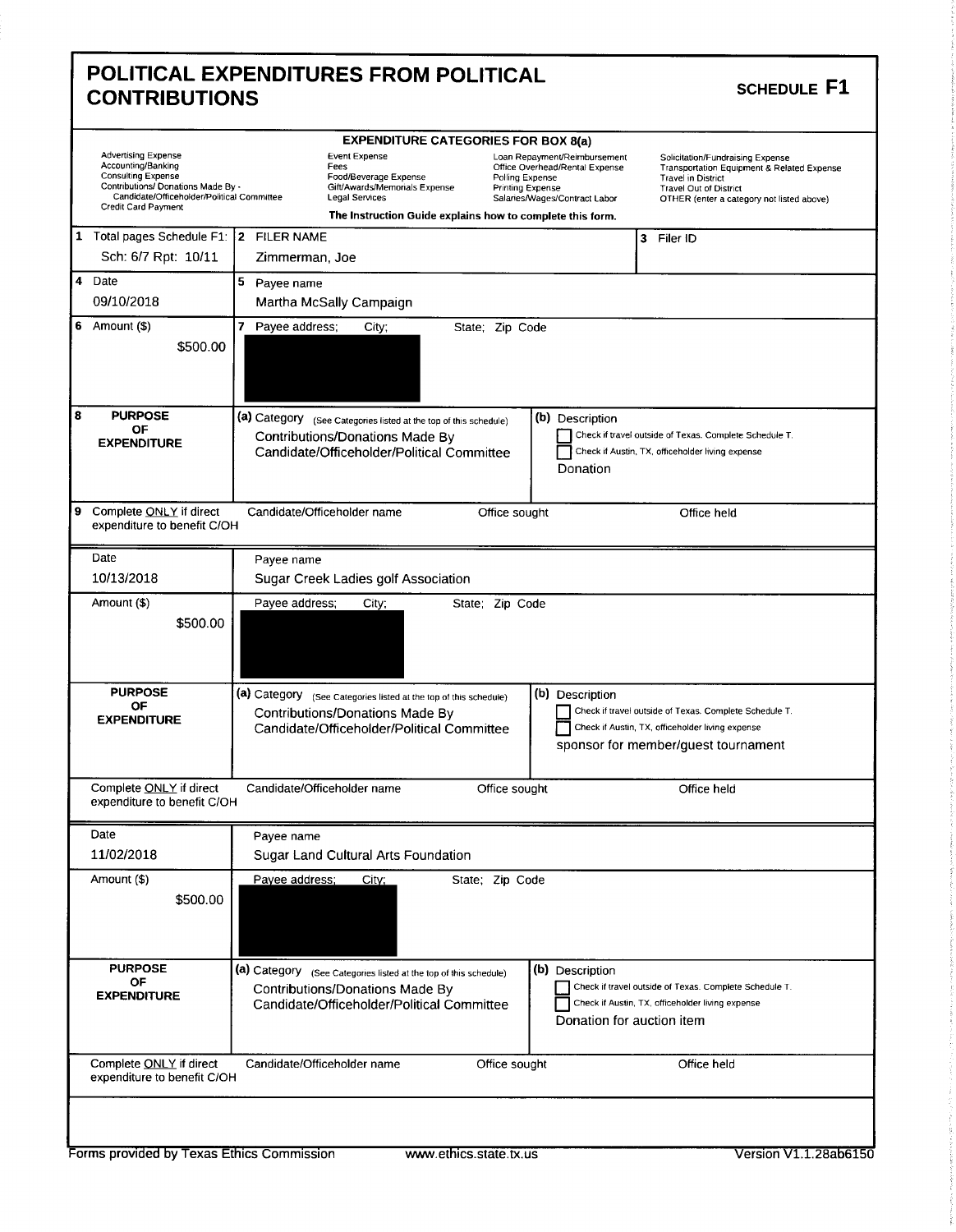# POLITICAL EXPENDITURES FROM POLITICAL CONTRIBUTIONS

## SCHEDULE F1

**EXPENDITURE CATEGORIES FOR BOX 8(a)**

| | | | |
|---|---|---|---|
| Advertising Expense | Event Expense | Loan Repayment/Reimbursement | Solicitation/Fundraising Expense |
| Accounting/Banking | Fees | Office Overhead/Rental Expense | Transportation Equipment & Related Expense |
| Consulting Expense | Food/Beverage Expense | Polling Expense | Travel in District |
| Contributions/ Donations Made By - Candidate/Officeholder/Political Committee | Gift/Awards/Memorials Expense | Printing Expense | Travel Out of District |
| Credit Card Payment | Legal Services | Salaries/Wages/Contract Labor | OTHER (enter a category not listed above) |

**The Instruction Guide explains how to complete this form.**

| | |
|---|---|
| 1 Total pages Schedule F1: Sch: 6/7 Rpt: 10/11 | 2 FILER NAME: Zimmerman, Joe |
| 3 Filer ID | |

---

| | |
|---|---|
| 4 Date: 09/10/2018 | 5 Payee name: Martha McSally Campaign |
| 6 Amount ($): $500.00 | 7 Payee address; City; State; Zip Code: [redacted] |
| 8 PURPOSE OF EXPENDITURE | (a) Category (See Categories listed at the top of this schedule): Contributions/Donations Made By Candidate/Officeholder/Political Committee |
| | (b) Description: ☐ Check if travel outside of Texas. Complete Schedule T. ☐ Check if Austin, TX, officeholder living expense. Donation |
| 9 Complete ONLY if direct expenditure to benefit C/OH | Candidate/Officeholder name / Office sought / Office held |

---

| | |
|---|---|
| Date: 10/13/2018 | Payee name: Sugar Creek Ladies golf Association |
| Amount ($): $500.00 | Payee address; City; State; Zip Code: [redacted] |
| PURPOSE OF EXPENDITURE | (a) Category (See Categories listed at the top of this schedule): Contributions/Donations Made By Candidate/Officeholder/Political Committee |
| | (b) Description: ☐ Check if travel outside of Texas. Complete Schedule T. ☐ Check if Austin, TX, officeholder living expense. sponsor for member/guest tournament |
| Complete ONLY if direct expenditure to benefit C/OH | Candidate/Officeholder name / Office sought / Office held |

---

| | |
|---|---|
| Date: 11/02/2018 | Payee name: Sugar Land Cultural Arts Foundation |
| Amount ($): $500.00 | Payee address; City; State; Zip Code: [redacted] |
| PURPOSE OF EXPENDITURE | (a) Category (See Categories listed at the top of this schedule): Contributions/Donations Made By Candidate/Officeholder/Political Committee |
| | (b) Description: ☐ Check if travel outside of Texas. Complete Schedule T. ☐ Check if Austin, TX, officeholder living expense. Donation for auction item |
| Complete ONLY if direct expenditure to benefit C/OH | Candidate/Officeholder name / Office sought / Office held |

Forms provided by Texas Ethics Commission www.ethics.state.tx.us Version V1.1.28ab6150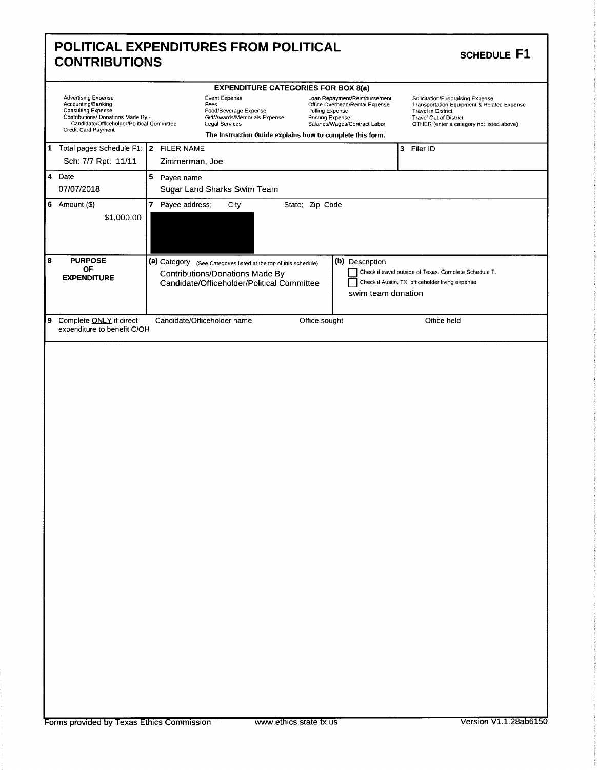# POLITICAL EXPENDITURES FROM POLITICAL CONTRIBUTIONS

**SCHEDULE F1**

**EXPENDITURE CATEGORIES FOR BOX 8(a)**

| | | | |
|---|---|---|---|
| Advertising Expense | Event Expense | Loan Repayment/Reimbursement | Solicitation/Fundraising Expense |
| Accounting/Banking | Fees | Office Overhead/Rental Expense | Transportation Equipment & Related Expense |
| Consulting Expense | Food/Beverage Expense | Polling Expense | Travel in District |
| Contributions/ Donations Made By - Candidate/Officeholder/Political Committee | Gift/Awards/Memorials Expense | Printing Expense | Travel Out of District |
| Credit Card Payment | Legal Services | Salaries/Wages/Contract Labor | OTHER (enter a category not listed above) |

**The Instruction Guide explains how to complete this form.**

| | | |
|---|---|---|
| 1 Total pages Schedule F1: Sch: 7/7 Rpt: 11/11 | 2 FILER NAME Zimmerman, Joe | 3 Filer ID |
| 4 Date 07/07/2018 | 5 Payee name Sugar Land Sharks Swim Team | |
| 6 Amount ($) $1,000.00 | 7 Payee address; City; State; Zip Code | |
| 8 **PURPOSE OF EXPENDITURE** | (a) Category (See Categories listed at the top of this schedule) Contributions/Donations Made By Candidate/Officeholder/Political Committee | (b) Description ☐ Check if travel outside of Texas. Complete Schedule T. ☐ Check if Austin, TX, officeholder living expense swim team donation |
| 9 Complete ONLY if direct expenditure to benefit C/OH | Candidate/Officeholder name Office sought | Office held |

Forms provided by Texas Ethics Commission www.ethics.state.tx.us Version V1.1.28ab6150